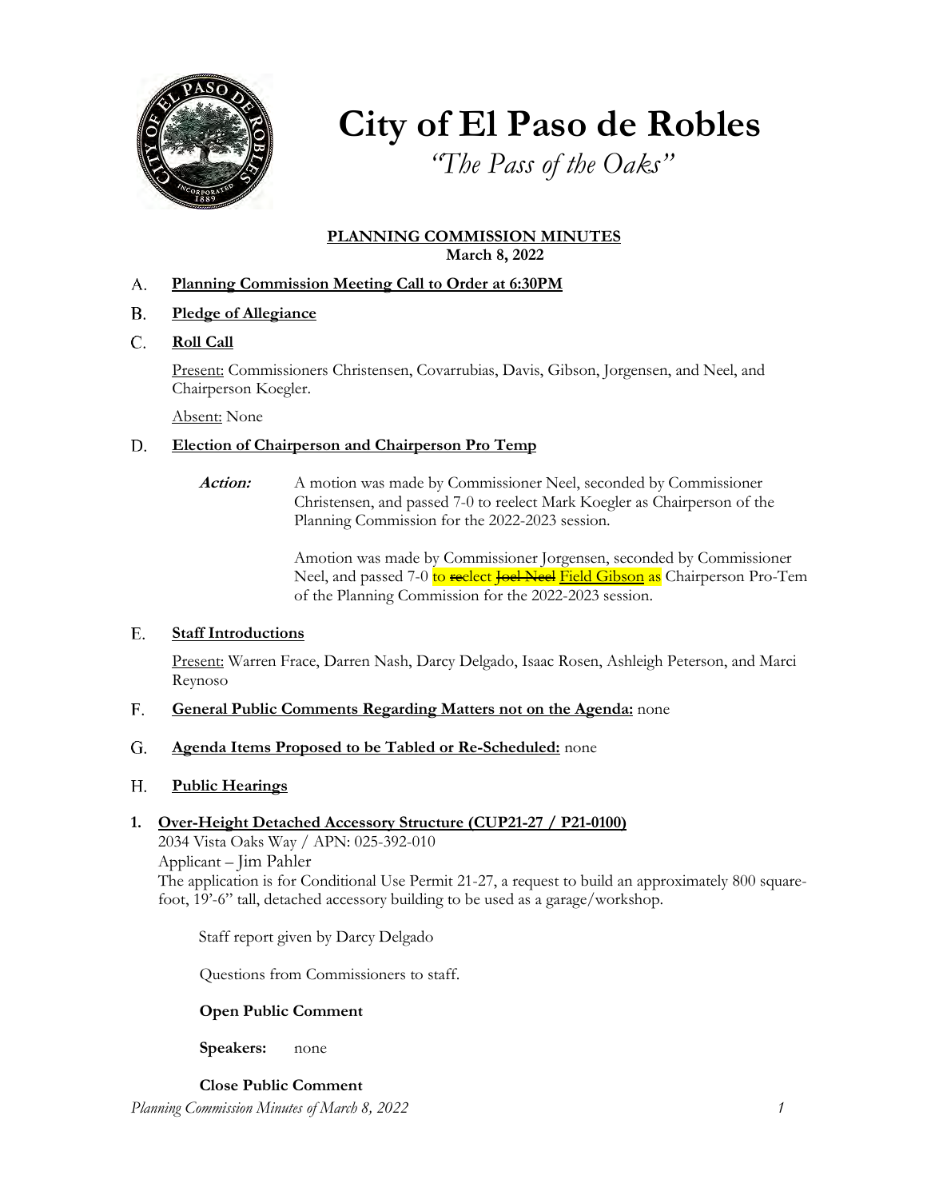# City of El Paso de Robles

*"The Pass of the Oaks"*

**PLANNING COMMISSION MINUTES**
**March 8, 2022**

A. **Planning Commission Meeting Call to Order at 6:30PM**

B. **Pledge of Allegiance**

C. **Roll Call**

Present: Commissioners Christensen, Covarrubias, Davis, Gibson, Jorgensen, and Neel, and Chairperson Koegler.

Absent: None

D. **Election of Chairperson and Chairperson Pro Temp**

***Action:*** A motion was made by Commissioner Neel, seconded by Commissioner Christensen, and passed 7-0 to reelect Mark Koegler as Chairperson of the Planning Commission for the 2022-2023 session.

Amotion was made by Commissioner Jorgensen, seconded by Commissioner Neel, and passed 7-0 to ~~re~~elect ~~Joel Neel~~ Field Gibson as Chairperson Pro-Tem of the Planning Commission for the 2022-2023 session.

E. **Staff Introductions**

Present: Warren Frace, Darren Nash, Darcy Delgado, Isaac Rosen, Ashleigh Peterson, and Marci Reynoso

F. **General Public Comments Regarding Matters not on the Agenda:** none

G. **Agenda Items Proposed to be Tabled or Re-Scheduled:** none

H. **Public Hearings**

**1. Over-Height Detached Accessory Structure (CUP21-27 / P21-0100)**

2034 Vista Oaks Way / APN: 025-392-010

Applicant – Jim Pahler

The application is for Conditional Use Permit 21-27, a request to build an approximately 800 square-foot, 19'-6" tall, detached accessory building to be used as a garage/workshop.

Staff report given by Darcy Delgado

Questions from Commissioners to staff.

**Open Public Comment**

**Speakers:** none

**Close Public Comment**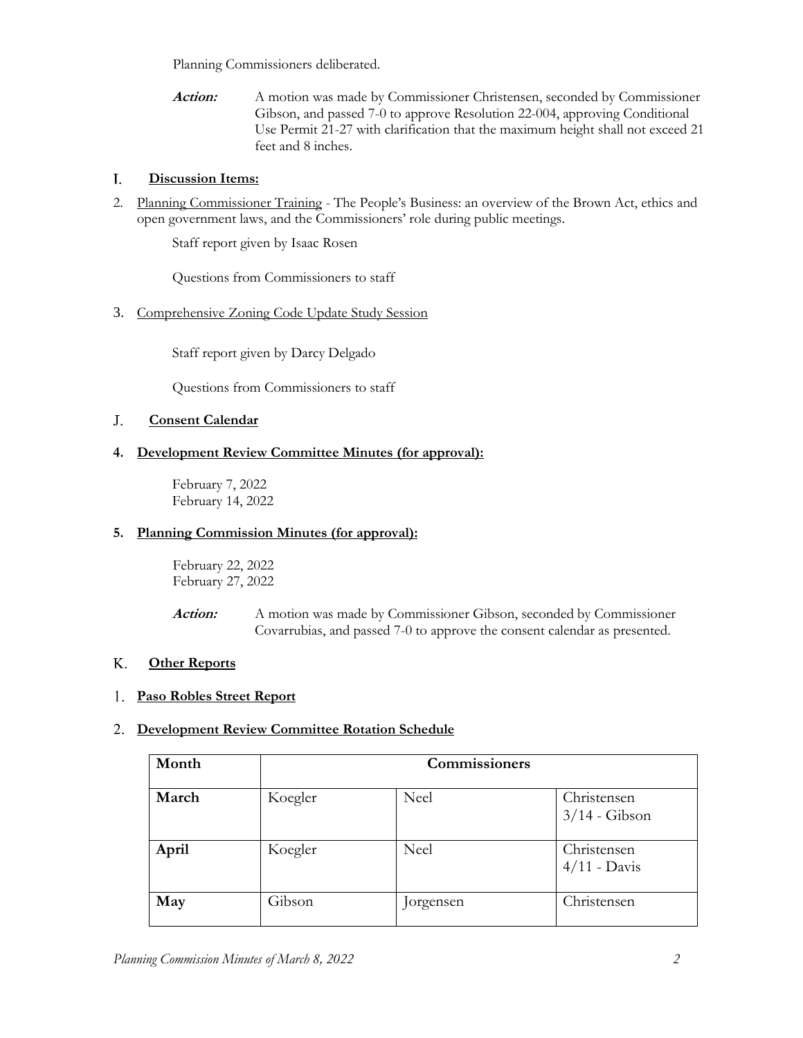Planning Commissioners deliberated.

**Action:** A motion was made by Commissioner Christensen, seconded by Commissioner Gibson, and passed 7-0 to approve Resolution 22-004, approving Conditional Use Permit 21-27 with clarification that the maximum height shall not exceed 21 feet and 8 inches.

## I. Discussion Items:

2. Planning Commissioner Training - The People's Business: an overview of the Brown Act, ethics and open government laws, and the Commissioners' role during public meetings.

   Staff report given by Isaac Rosen

   Questions from Commissioners to staff

3. Comprehensive Zoning Code Update Study Session

   Staff report given by Darcy Delgado

   Questions from Commissioners to staff

## J. Consent Calendar

**4. Development Review Committee Minutes (for approval):**

February 7, 2022
February 14, 2022

**5. Planning Commission Minutes (for approval):**

February 22, 2022
February 27, 2022

**Action:** A motion was made by Commissioner Gibson, seconded by Commissioner Covarrubias, and passed 7-0 to approve the consent calendar as presented.

## K. Other Reports

**1. Paso Robles Street Report**

**2. Development Review Committee Rotation Schedule**

| Month | Commissioners | | |
|---|---|---|---|
| **March** | Koegler | Neel | Christensen<br>3/14 - Gibson |
| **April** | Koegler | Neel | Christensen<br>4/11 - Davis |
| **May** | Gibson | Jorgensen | Christensen |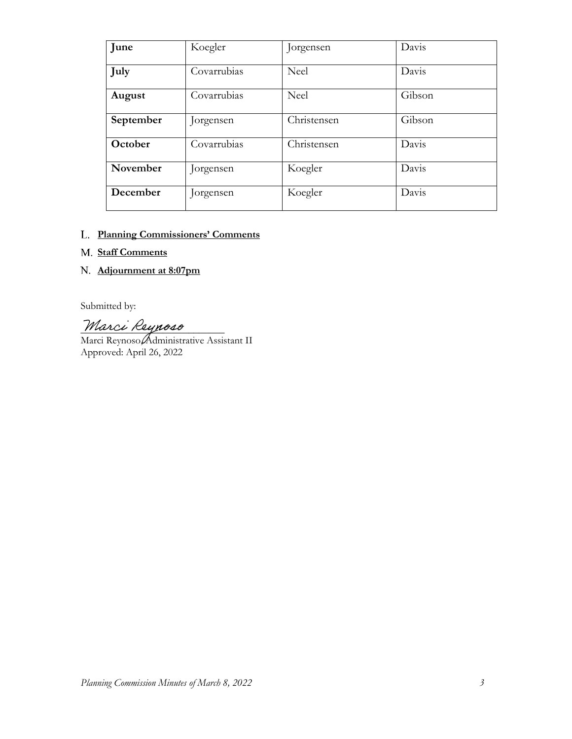| | | | |
|---|---|---|---|
| **June** | Koegler | Jorgensen | Davis |
| **July** | Covarrubias | Neel | Davis |
| **August** | Covarrubias | Neel | Gibson |
| **September** | Jorgensen | Christensen | Gibson |
| **October** | Covarrubias | Christensen | Davis |
| **November** | Jorgensen | Koegler | Davis |
| **December** | Jorgensen | Koegler | Davis |

L. **Planning Commissioners' Comments**

M. **Staff Comments**

N. **Adjournment at 8:07pm**

Submitted by:

*Marci Reynoso*

Marci Reynoso, Administrative Assistant II
Approved: April 26, 2022